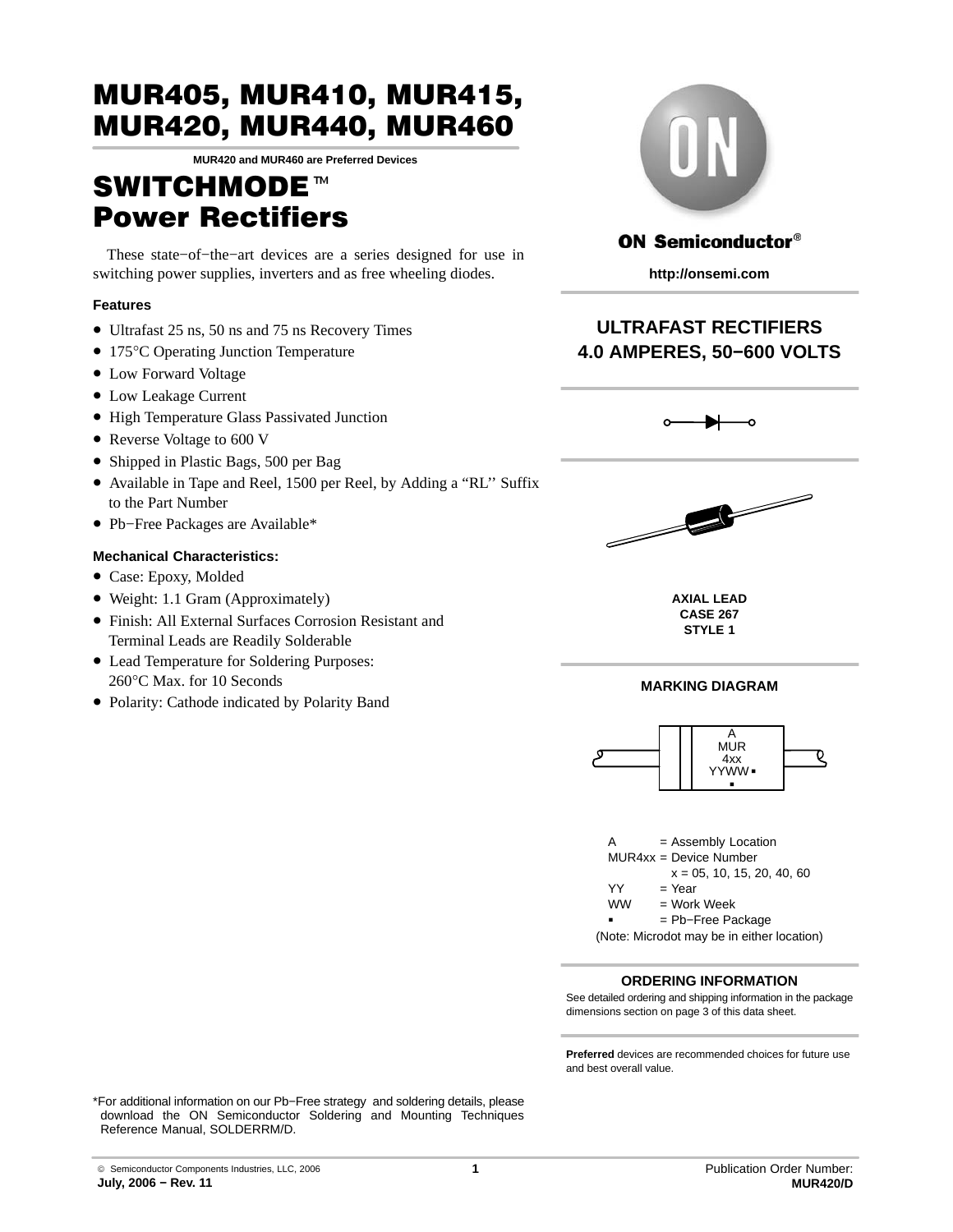# MUR405, MUR410, MUR415, MUR420, MUR440, MUR460

**MUR420 and MUR460 are Preferred Devices**

# SWITCHMODE™ Power Rectifiers

These state−of−the−art devices are a series designed for use in switching power supplies, inverters and as free wheeling diodes.

### Features

- Ultrafast 25 ns, 50 ns and 75 ns Recovery Times
- 175°C Operating Junction Temperature
- Low Forward Voltage
- Low Leakage Current
- High Temperature Glass Passivated Junction
- Reverse Voltage to 600 V
- Shipped in Plastic Bags, 500 per Bag
- Available in Tape and Reel, 1500 per Reel, by Adding a "RL" Suffix to the Part Number
- Pb−Free Packages are Available*

### Mechanical Characteristics:

- Case: Epoxy, Molded
- Weight: 1.1 Gram (Approximately)
- Finish: All External Surfaces Corrosion Resistant and Terminal Leads are Readily Solderable
- Lead Temperature for Soldering Purposes: 260°C Max. for 10 Seconds
- Polarity: Cathode indicated by Polarity Band

**ON Semiconductor®**

**http://onsemi.com**

## ULTRAFAST RECTIFIERS 4.0 AMPERES, 50−600 VOLTS

**AXIAL LEAD**
**CASE 267**
**STYLE 1**

### MARKING DIAGRAM

A
MUR
4xx
YYWW ▪
▪

A = Assembly Location
MUR4xx = Device Number
x = 05, 10, 15, 20, 40, 60
YY = Year
WW = Work Week
▪ = Pb−Free Package
(Note: Microdot may be in either location)

### ORDERING INFORMATION

See detailed ordering and shipping information in the package dimensions section on page 3 of this data sheet.

**Preferred** devices are recommended choices for future use and best overall value.

*For additional information on our Pb−Free strategy and soldering details, please download the ON Semiconductor Soldering and Mounting Techniques Reference Manual, SOLDERRM/D.

© Semiconductor Components Industries, LLC, 2006
July, 2006 − Rev. 11

Publication Order Number:
MUR420/D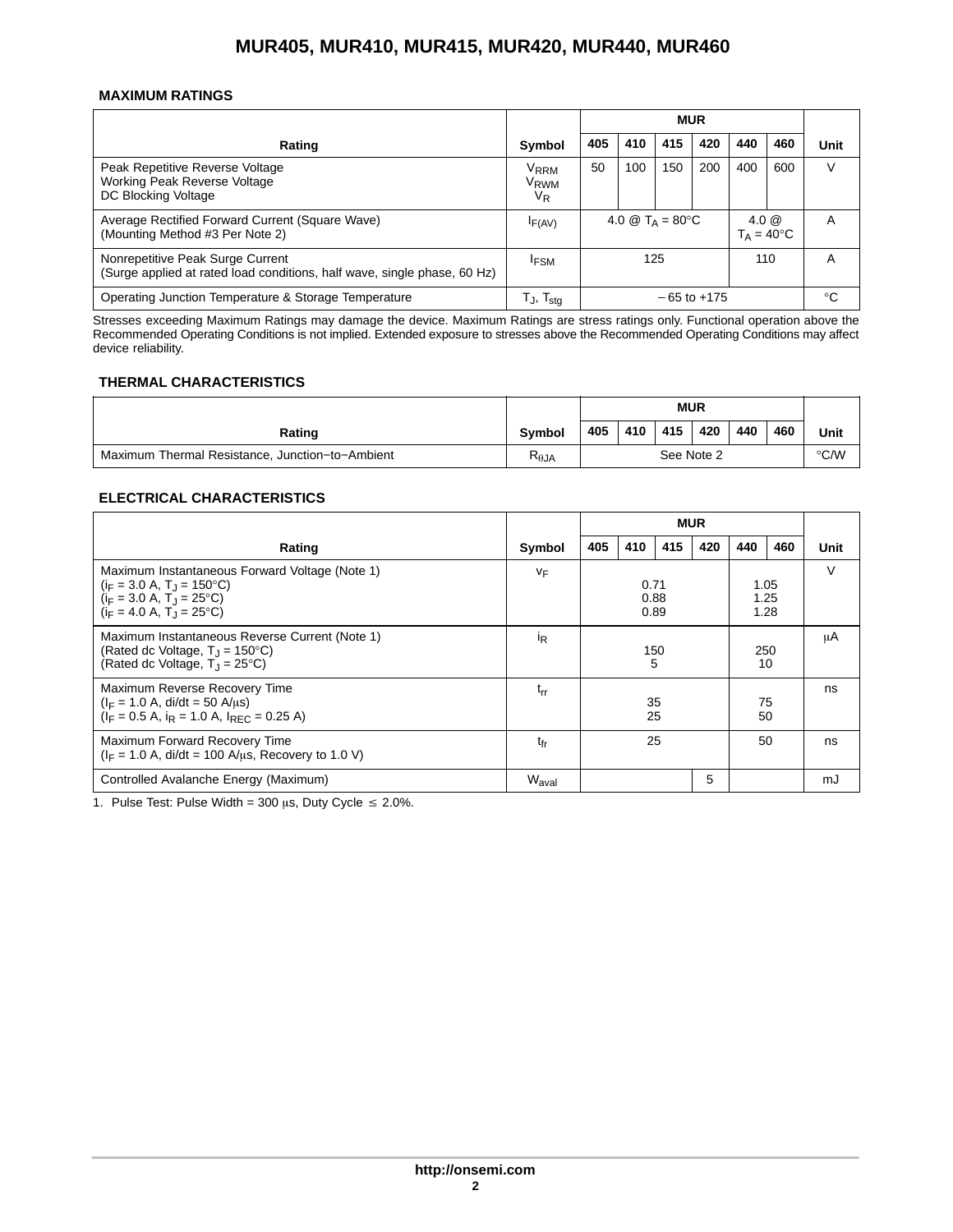### MAXIMUM RATINGS

| Rating | Symbol | MUR | | | | | | Unit |
|---|---|---|---|---|---|---|---|---|
| | | 405 | 410 | 415 | 420 | 440 | 460 | |
| Peak Repetitive Reverse Voltage<br>Working Peak Reverse Voltage<br>DC Blocking Voltage | $V_{RRM}$<br>$V_{RWM}$<br>$V_R$ | 50 | 100 | 150 | 200 | 400 | 600 | V |
| Average Rectified Forward Current (Square Wave)<br>(Mounting Method #3 Per Note 2) | $I_{F(AV)}$ | 4.0 @ $T_A$ = 80°C | | | | 4.0 @ $T_A$ = 40°C | | A |
| Nonrepetitive Peak Surge Current<br>(Surge applied at rated load conditions, half wave, single phase, 60 Hz) | $I_{FSM}$ | 125 | | | | 110 | | A |
| Operating Junction Temperature & Storage Temperature | $T_J$, $T_{stg}$ | – 65 to +175 | | | | | | °C |

Stresses exceeding Maximum Ratings may damage the device. Maximum Ratings are stress ratings only. Functional operation above the Recommended Operating Conditions is not implied. Extended exposure to stresses above the Recommended Operating Conditions may affect device reliability.

### THERMAL CHARACTERISTICS

| Rating | Symbol | MUR | | | | | | Unit |
|---|---|---|---|---|---|---|---|---|
| | | 405 | 410 | 415 | 420 | 440 | 460 | |
| Maximum Thermal Resistance, Junction−to−Ambient | $R_{\theta JA}$ | See Note 2 | | | | | | °C/W |

### ELECTRICAL CHARACTERISTICS

| Rating | Symbol | MUR | | | | | | Unit |
|---|---|---|---|---|---|---|---|---|
| | | 405 | 410 | 415 | 420 | 440 | 460 | |
| Maximum Instantaneous Forward Voltage (Note 1)<br>($i_F$ = 3.0 A, $T_J$ = 150°C)<br>($i_F$ = 3.0 A, $T_J$ = 25°C)<br>($i_F$ = 4.0 A, $T_J$ = 25°C) | $v_F$ | <br>0.71<br>0.88<br>0.89 | | | | <br>1.05<br>1.25<br>1.28 | | V |
| Maximum Instantaneous Reverse Current (Note 1)<br>(Rated dc Voltage, $T_J$ = 150°C)<br>(Rated dc Voltage, $T_J$ = 25°C) | $i_R$ | <br>150<br>5 | | | | <br>250<br>10 | | μA |
| Maximum Reverse Recovery Time<br>($I_F$ = 1.0 A, di/dt = 50 A/μs)<br>($I_F$ = 0.5 A, $i_R$ = 1.0 A, $I_{REC}$ = 0.25 A) | $t_{rr}$ | <br>35<br>25 | | | | <br>75<br>50 | | ns |
| Maximum Forward Recovery Time<br>($I_F$ = 1.0 A, di/dt = 100 A/μs, Recovery to 1.0 V) | $t_{fr}$ | 25 | | | | 50 | | ns |
| Controlled Avalanche Energy (Maximum) | $W_{aval}$ | | | | 5 | | | mJ |

1. Pulse Test: Pulse Width = 300 μs, Duty Cycle ≤ 2.0%.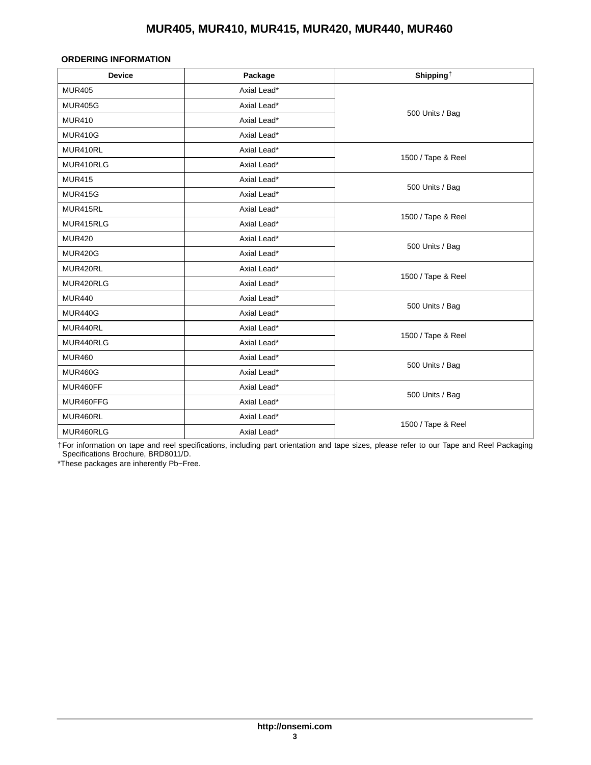## ORDERING INFORMATION

| Device | Package | Shipping† |
|---|---|---|
| MUR405 | Axial Lead* | 500 Units / Bag |
| MUR405G | Axial Lead* | |
| MUR410 | Axial Lead* | |
| MUR410G | Axial Lead* | |
| MUR410RL | Axial Lead* | 1500 / Tape & Reel |
| MUR410RLG | Axial Lead* | |
| MUR415 | Axial Lead* | 500 Units / Bag |
| MUR415G | Axial Lead* | |
| MUR415RL | Axial Lead* | 1500 / Tape & Reel |
| MUR415RLG | Axial Lead* | |
| MUR420 | Axial Lead* | 500 Units / Bag |
| MUR420G | Axial Lead* | |
| MUR420RL | Axial Lead* | 1500 / Tape & Reel |
| MUR420RLG | Axial Lead* | |
| MUR440 | Axial Lead* | 500 Units / Bag |
| MUR440G | Axial Lead* | |
| MUR440RL | Axial Lead* | 1500 / Tape & Reel |
| MUR440RLG | Axial Lead* | |
| MUR460 | Axial Lead* | 500 Units / Bag |
| MUR460G | Axial Lead* | |
| MUR460FF | Axial Lead* | 500 Units / Bag |
| MUR460FFG | Axial Lead* | |
| MUR460RL | Axial Lead* | 1500 / Tape & Reel |
| MUR460RLG | Axial Lead* | |

†For information on tape and reel specifications, including part orientation and tape sizes, please refer to our Tape and Reel Packaging Specifications Brochure, BRD8011/D.

*These packages are inherently Pb−Free.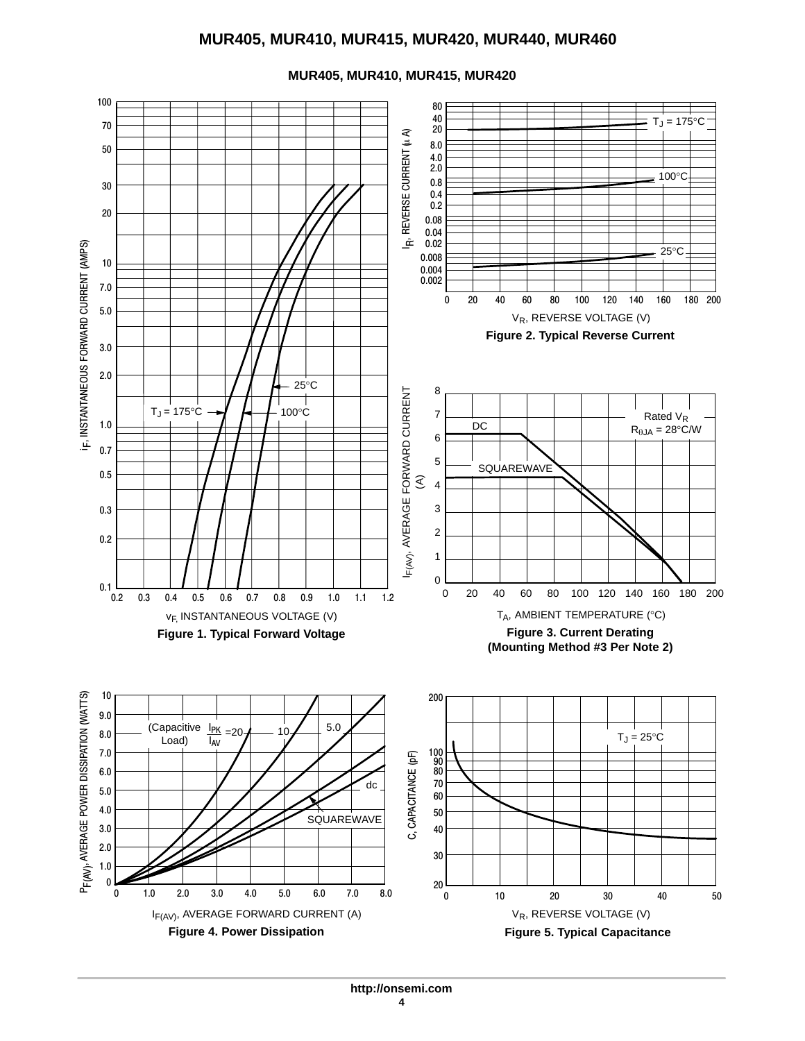## MUR405, MUR410, MUR415, MUR420

Figure 1. Typical Forward Voltage

Figure 2. Typical Reverse Current

Figure 3. Current Derating (Mounting Method #3 Per Note 2)

Figure 4. Power Dissipation

Figure 5. Typical Capacitance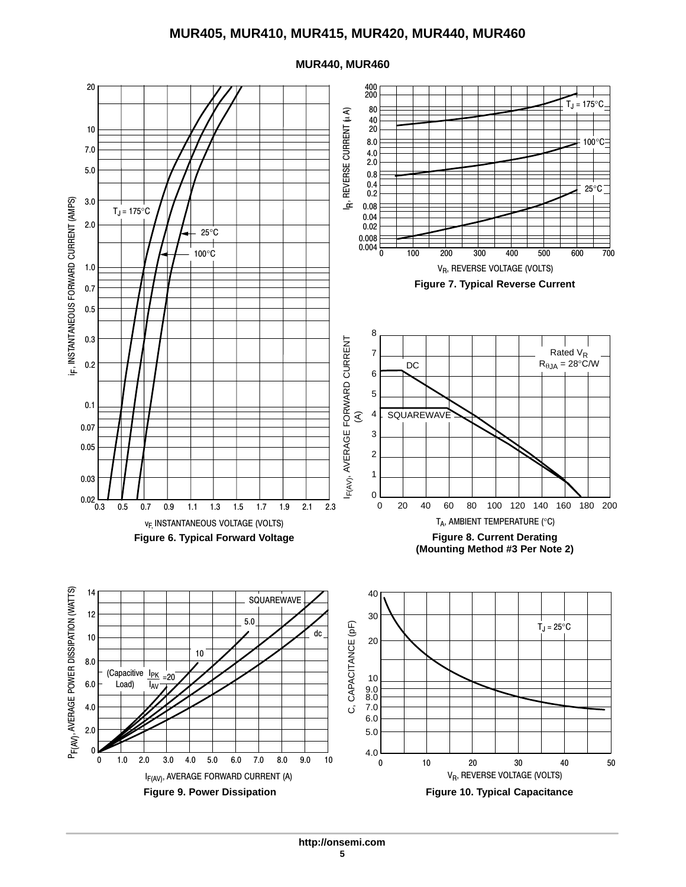## MUR440, MUR460

Figure 6. Typical Forward Voltage

Figure 7. Typical Reverse Current

Figure 8. Current Derating (Mounting Method #3 Per Note 2)

Figure 9. Power Dissipation

Figure 10. Typical Capacitance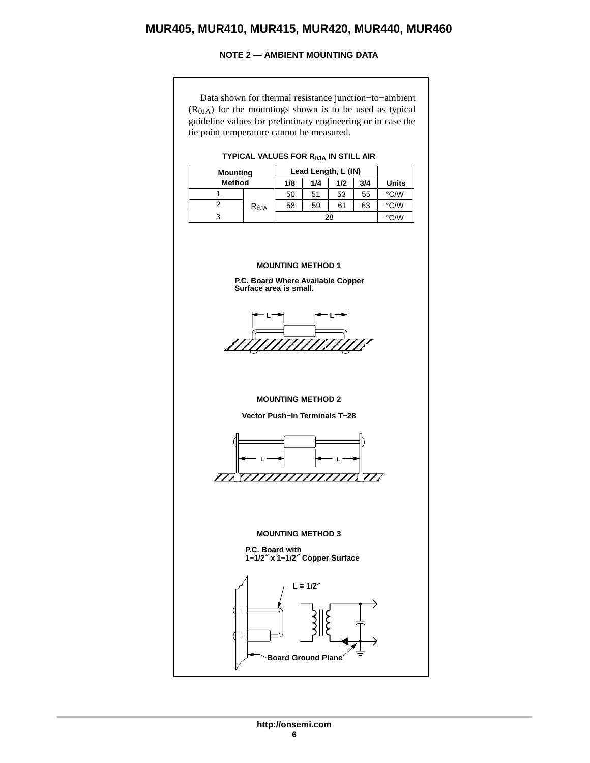## NOTE 2 — AMBIENT MOUNTING DATA

Data shown for thermal resistance junction−to−ambient ($R_{\theta JA}$) for the mountings shown is to be used as typical guideline values for preliminary engineering or in case the tie point temperature cannot be measured.

**TYPICAL VALUES FOR $R_{\theta JA}$ IN STILL AIR**

| Mounting Method | | Lead Length, L (IN) | | | | Units |
|---|---|---|---|---|---|---|
| | | 1/8 | 1/4 | 1/2 | 3/4 | |
| 1 | $R_{\theta JA}$ | 50 | 51 | 53 | 55 | °C/W |
| 2 | $R_{\theta JA}$ | 58 | 59 | 61 | 63 | °C/W |
| 3 | $R_{\theta JA}$ | 28 | | | | °C/W |

**MOUNTING METHOD 1**

**P.C. Board Where Available Copper Surface area is small.**

L L

**MOUNTING METHOD 2**

**Vector Push−In Terminals T−28**

L L

**MOUNTING METHOD 3**

**P.C. Board with 1−1/2″ x 1−1/2″ Copper Surface**

L = 1/2″

Board Ground Plane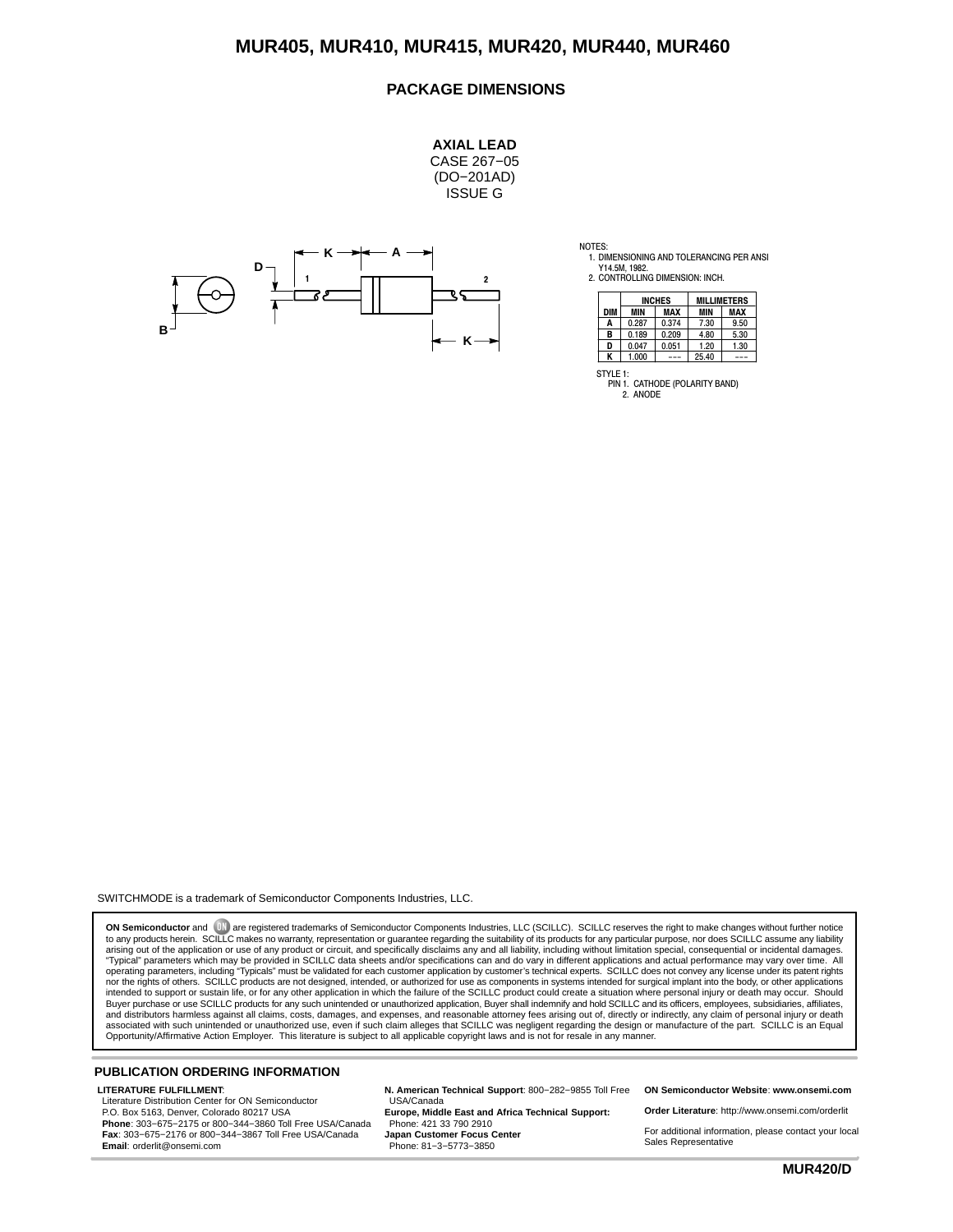## PACKAGE DIMENSIONS

**AXIAL LEAD**
CASE 267−05
(DO−201AD)
ISSUE G

K
A
D
1
2
B
K

NOTES:
1. DIMENSIONING AND TOLERANCING PER ANSI Y14.5M, 1982.
2. CONTROLLING DIMENSION: INCH.

| DIM | INCHES | | MILLIMETERS | |
|---|---|---|---|---|
| | MIN | MAX | MIN | MAX |
| A | 0.287 | 0.374 | 7.30 | 9.50 |
| B | 0.189 | 0.209 | 4.80 | 5.30 |
| D | 0.047 | 0.051 | 1.20 | 1.30 |
| K | 1.000 | --- | 25.40 | --- |

STYLE 1:
PIN 1. CATHODE (POLARITY BAND)
2. ANODE

SWITCHMODE is a trademark of Semiconductor Components Industries, LLC.

**ON Semiconductor** and ON are registered trademarks of Semiconductor Components Industries, LLC (SCILLC). SCILLC reserves the right to make changes without further notice to any products herein. SCILLC makes no warranty, representation or guarantee regarding the suitability of its products for any particular purpose, nor does SCILLC assume any liability arising out of the application or use of any product or circuit, and specifically disclaims any and all liability, including without limitation special, consequential or incidental damages. "Typical" parameters which may be provided in SCILLC data sheets and/or specifications can and do vary in different applications and actual performance may vary over time. All operating parameters, including "Typicals" must be validated for each customer application by customer's technical experts. SCILLC does not convey any license under its patent rights nor the rights of others. SCILLC products are not designed, intended, or authorized for use as components in systems intended for surgical implant into the body, or other applications intended to support or sustain life, or for any other application in which the failure of the SCILLC product could create a situation where personal injury or death may occur. Should Buyer purchase or use SCILLC products for any such unintended or unauthorized application, Buyer shall indemnify and hold SCILLC and its officers, employees, subsidiaries, affiliates, and distributors harmless against all claims, costs, damages, and expenses, and reasonable attorney fees arising out of, directly or indirectly, any claim of personal injury or death associated with such unintended or unauthorized use, even if such claim alleges that SCILLC was negligent regarding the design or manufacture of the part. SCILLC is an Equal Opportunity/Affirmative Action Employer. This literature is subject to all applicable copyright laws and is not for resale in any manner.

### PUBLICATION ORDERING INFORMATION

**LITERATURE FULFILLMENT**:
Literature Distribution Center for ON Semiconductor
P.O. Box 5163, Denver, Colorado 80217 USA
**Phone**: 303−675−2175 or 800−344−3860 Toll Free USA/Canada
**Fax**: 303−675−2176 or 800−344−3867 Toll Free USA/Canada
**Email**: orderlit@onsemi.com

**N. American Technical Support**: 800−282−9855 Toll Free USA/Canada
**Europe, Middle East and Africa Technical Support:**
Phone: 421 33 790 2910
**Japan Customer Focus Center**
Phone: 81−3−5773−3850

**ON Semiconductor Website**: **www.onsemi.com**

**Order Literature**: http://www.onsemi.com/orderlit

For additional information, please contact your local Sales Representative

**MUR420/D**